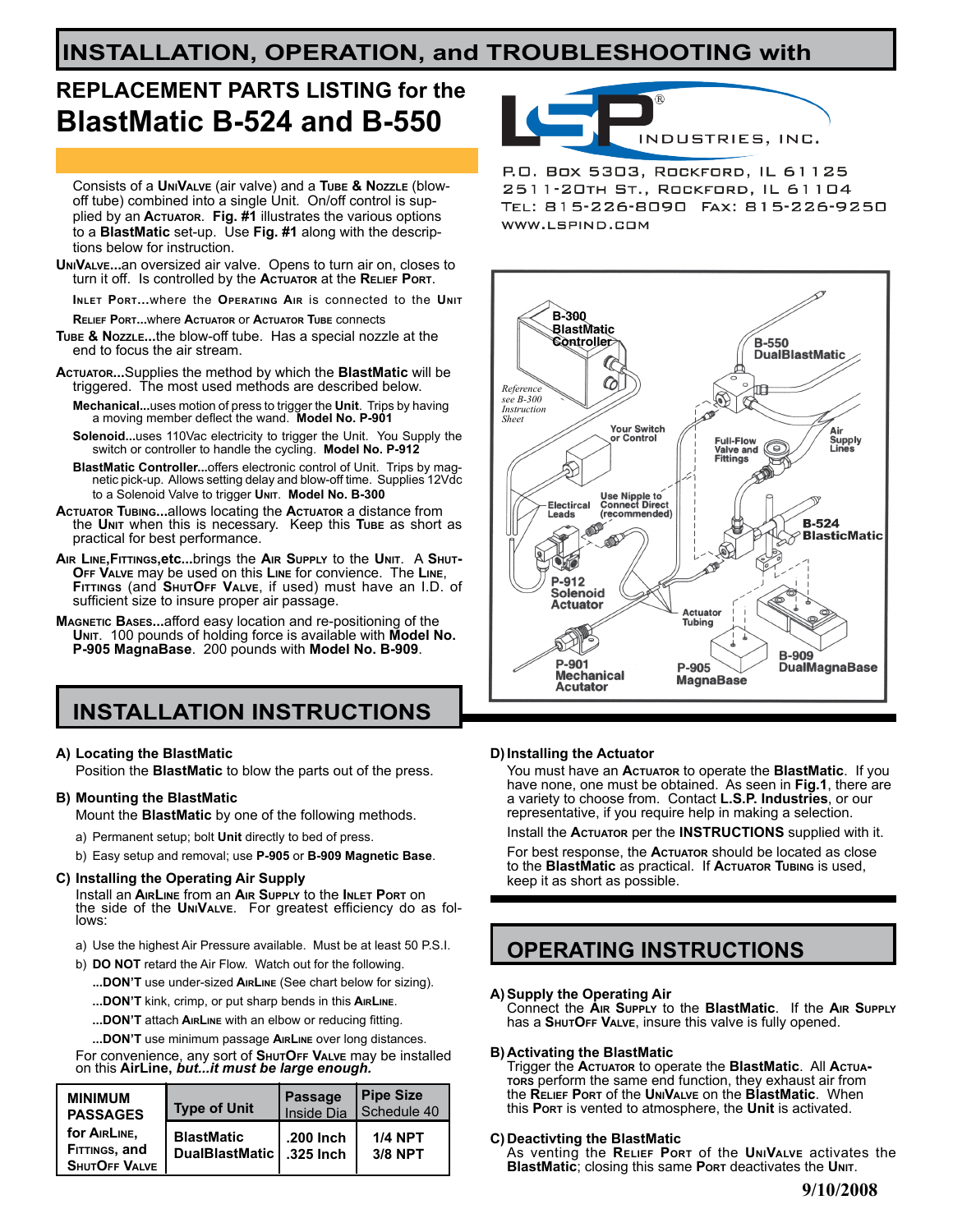# INSTALLATION, OPERATION, and TROUBLESHOOTING with

## REPLACEMENT PARTS LISTING for the BlastMatic B-524 and B-550

LSP INDUSTRIES, INC.

P.O. Box 5303, Rockford, IL 61125
2511-20th St., Rockford, IL 61104
Tel: 815-226-8090 Fax: 815-226-9250
www.lspind.com

Consists of a **UniValve** (air valve) and a **Tube & Nozzle** (blow-off tube) combined into a single Unit. On/off control is supplied by an **Actuator**. **Fig. #1** illustrates the various options to a **BlastMatic** set-up. Use **Fig. #1** along with the descriptions below for instruction.

**UniValve...**an oversized air valve. Opens to turn air on, closes to turn it off. Is controlled by the **Actuator** at the **Relief Port**.

- **Inlet Port...**where the **Operating Air** is connected to the **Unit**
- **Relief Port...**where **Actuator** or **Actuator Tube** connects

**Tube & Nozzle...**the blow-off tube. Has a special nozzle at the end to focus the air stream.

**Actuator...**Supplies the method by which the **BlastMatic** will be triggered. The most used methods are described below.

- **Mechanical...**uses motion of press to trigger the **Unit**. Trips by having a moving member deflect the wand. **Model No. P-901**
- **Solenoid...**uses 110Vac electricity to trigger the Unit. You Supply the switch or controller to handle the cycling. **Model No. P-912**
- **BlastMatic Controller...**offers electronic control of Unit. Trips by magnetic pick-up. Allows setting delay and blow-off time. Supplies 12Vdc to a Solenoid Valve to trigger **Unit**. **Model No. B-300**

**Actuator Tubing...**allows locating the **Actuator** a distance from the **Unit** when this is necessary. Keep this **Tube** as short as practical for best performance.

**Air Line, Fittings, etc...**brings the **Air Supply** to the **Unit**. A **Shut-Off Valve** may be used on this **Line** for convience. The **Line**, **Fittings** (and **ShutOff Valve**, if used) must have an I.D. of sufficient size to insure proper air passage.

**Magnetic Bases...**afford easy location and re-positioning of the **Unit**. 100 pounds of holding force is available with **Model No. P-905 MagnaBase**. 200 pounds with **Model No. B-909**.

B-300 BlastMatic Controller — Reference see B-300 Instruction Sheet; Your Switch or Control; Electrical Leads; Use Nipple to Connect Direct (recommended); P-912 Solenoid Actuator; Actuator Tubing; P-901 Mechanical Acutator; P-905 MagnaBase; B-909 DualMagnaBase; B-524 BlasticMatic; Full-Flow Valve and Fittings; Air Supply Lines; B-550 DualBlastMatic

## INSTALLATION INSTRUCTIONS

**A) Locating the BlastMatic**
Position the **BlastMatic** to blow the parts out of the press.

**B) Mounting the BlastMatic**
Mount the **BlastMatic** by one of the following methods.

a) Permanent setup; bolt **Unit** directly to bed of press.
b) Easy setup and removal; use **P-905** or **B-909 Magnetic Base**.

**C) Installing the Operating Air Supply**
Install an **AirLine** from an **Air Supply** to the **Inlet Port** on the side of the **UniValve**. For greatest efficiency do as follows:

a) Use the highest Air Pressure available. Must be at least 50 P.S.I.
b) **DO NOT** retard the Air Flow. Watch out for the following.
 - **...DON'T** use under-sized **AirLine** (See chart below for sizing).
 - **...DON'T** kink, crimp, or put sharp bends in this **AirLine**.
 - **...DON'T** attach **AirLine** with an elbow or reducing fitting.
 - **...DON'T** use minimum passage **AirLine** over long distances.

For convenience, any sort of **ShutOff Valve** may be installed on this **AirLine**, ***but...it must be large enough.***

| MINIMUM PASSAGES for AirLine, Fittings, and ShutOff Valve | Type of Unit | Passage Inside Dia | Pipe Size Schedule 40 |
|---|---|---|---|
| | BlastMatic | .200 Inch | 1/4 NPT |
| | DualBlastMatic | .325 Inch | 3/8 NPT |

**D) Installing the Actuator**
You must have an **Actuator** to operate the **BlastMatic**. If you have none, one must be obtained. As seen in **Fig.1**, there are a variety to choose from. Contact **L.S.P. Industries**, or our representative, if you require help in making a selection.

Install the **Actuator** per the **INSTRUCTIONS** supplied with it.

For best response, the **Actuator** should be located as close to the **BlastMatic** as practical. If **Actuator Tubing** is used, keep it as short as possible.

## OPERATING INSTRUCTIONS

**A) Supply the Operating Air**
Connect the **Air Supply** to the **BlastMatic**. If the **Air Supply** has a **ShutOff Valve**, insure this valve is fully opened.

**B) Activating the BlastMatic**
Trigger the **Actuator** to operate the **BlastMatic**. All **Actuators** perform the same end function, they exhaust air from the **Relief Port** of the **UniValve** on the **BlastMatic**. When this **Port** is vented to atmosphere, the **Unit** is activated.

**C) Deactivting the BlastMatic**
As venting the **Relief Port** of the **UniValve** activates the **BlastMatic**; closing this same **Port** deactivates the **Unit**.

9/10/2008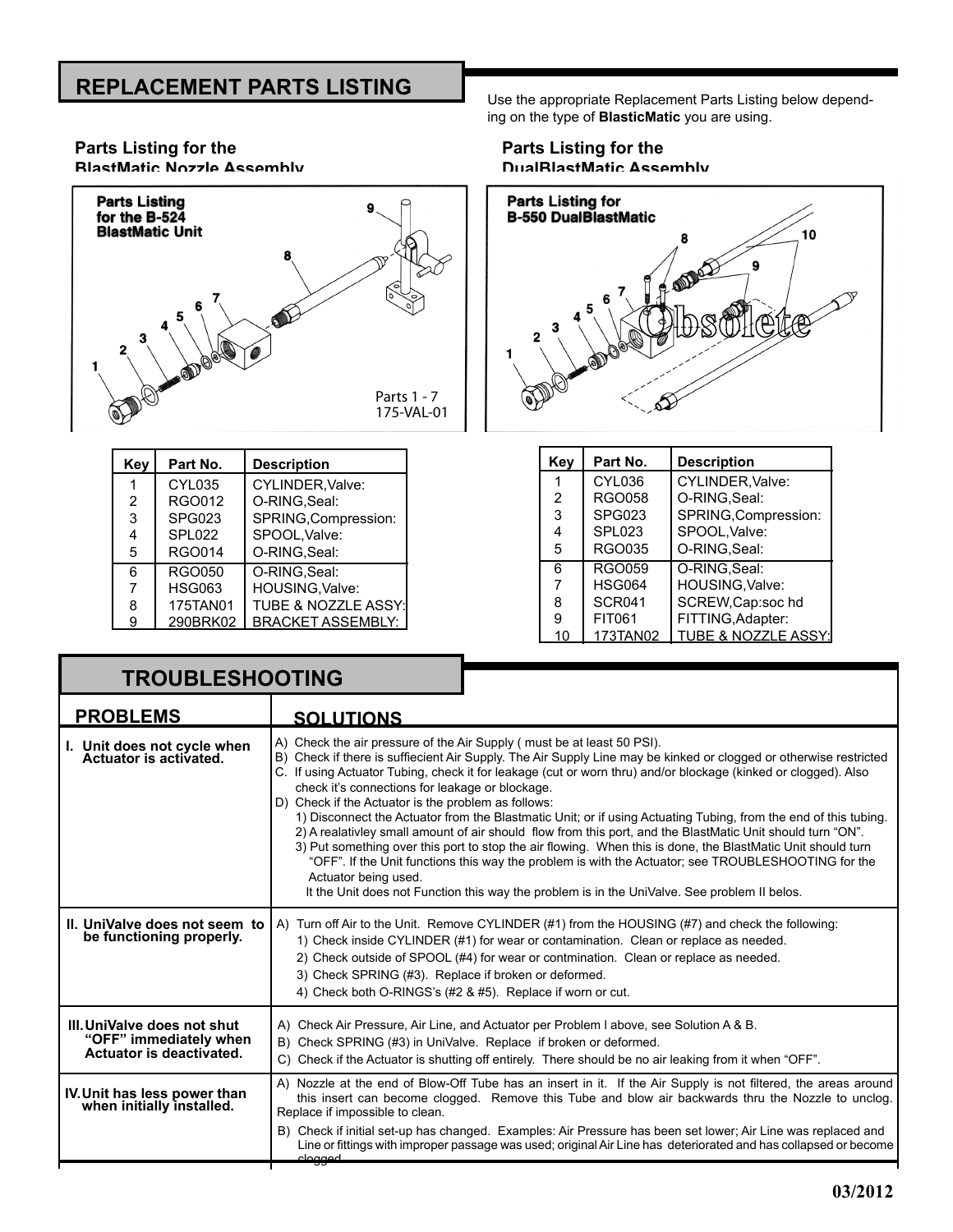## REPLACEMENT PARTS LISTING

Use the appropriate Replacement Parts Listing below depending on the type of **BlasticMatic** you are using.

### Parts Listing for the BlastMatic Nozzle Assembly

Parts Listing for the B-524 BlastMatic Unit

Parts 1 - 7
175-VAL-01

| Key | Part No. | Description |
|---|---|---|
| 1 | CYL035 | CYLINDER,Valve: |
| 2 | RGO012 | O-RING,Seal: |
| 3 | SPG023 | SPRING,Compression: |
| 4 | SPL022 | SPOOL,Valve: |
| 5 | RGO014 | O-RING,Seal: |
| 6 | RGO050 | O-RING,Seal: |
| 7 | HSG063 | HOUSING,Valve: |
| 8 | 175TAN01 | TUBE & NOZZLE ASSY: |
| 9 | 290BRK02 | BRACKET ASSEMBLY: |

### Parts Listing for the DualBlastMatic Assembly

Parts Listing for B-550 DualBlastMatic

Obsolete

| Key | Part No. | Description |
|---|---|---|
| 1 | CYL036 | CYLINDER,Valve: |
| 2 | RGO058 | O-RING,Seal: |
| 3 | SPG023 | SPRING,Compression: |
| 4 | SPL023 | SPOOL,Valve: |
| 5 | RGO035 | O-RING,Seal: |
| 6 | RGO059 | O-RING,Seal: |
| 7 | HSG064 | HOUSING,Valve: |
| 8 | SCR041 | SCREW,Cap:soc hd |
| 9 | FIT061 | FITTING,Adapter: |
| 10 | 173TAN02 | TUBE & NOZZLE ASSY: |

## TROUBLESHOOTING

| PROBLEMS | SOLUTIONS |
|---|---|
| **I. Unit does not cycle when Actuator is activated.** | A) Check the air pressure of the Air Supply ( must be at least 50 PSI).<br>B) Check if there is suffiecient Air Supply. The Air Supply Line may be kinked or clogged or otherwise restricted<br>C. If using Actuator Tubing, check it for leakage (cut or worn thru) and/or blockage (kinked or clogged). Also check it's connections for leakage or blockage.<br>D) Check if the Actuator is the problem as follows:<br>1) Disconnect the Actuator from the Blastmatic Unit; or if using Actuating Tubing, from the end of this tubing.<br>2) A realativley small amount of air should flow from this port, and the BlastMatic Unit should turn "ON".<br>3) Put something over this port to stop the air flowing. When this is done, the BlastMatic Unit should turn "OFF". If the Unit functions this way the problem is with the Actuator; see TROUBLESHOOTING for the Actuator being used.<br>It the Unit does not Function this way the problem is in the UniValve. See problem II belos. |
| **II. UniValve does not seem to be functioning properly.** | A) Turn off Air to the Unit. Remove CYLINDER (#1) from the HOUSING (#7) and check the following:<br>1) Check inside CYLINDER (#1) for wear or contamination. Clean or replace as needed.<br>2) Check outside of SPOOL (#4) for wear or contmination. Clean or replace as needed.<br>3) Check SPRING (#3). Replace if broken or deformed.<br>4) Check both O-RINGS's (#2 & #5). Replace if worn or cut. |
| **III. UniValve does not shut "OFF" immediately when Actuator is deactivated.** | A) Check Air Pressure, Air Line, and Actuator per Problem I above, see Solution A & B.<br>B) Check SPRING (#3) in UniValve. Replace if broken or deformed.<br>C) Check if the Actuator is shutting off entirely. There should be no air leaking from it when "OFF". |
| **IV. Unit has less power than when initially installed.** | A) Nozzle at the end of Blow-Off Tube has an insert in it. If the Air Supply is not filtered, the areas around this insert can become clogged. Remove this Tube and blow air backwards thru the Nozzle to unclog. Replace if impossible to clean.<br>B) Check if initial set-up has changed. Examples: Air Pressure has been set lower; Air Line was replaced and Line or fittings with improper passage was used; original Air Line has deteriorated and has collapsed or become clogged. |

03/2012